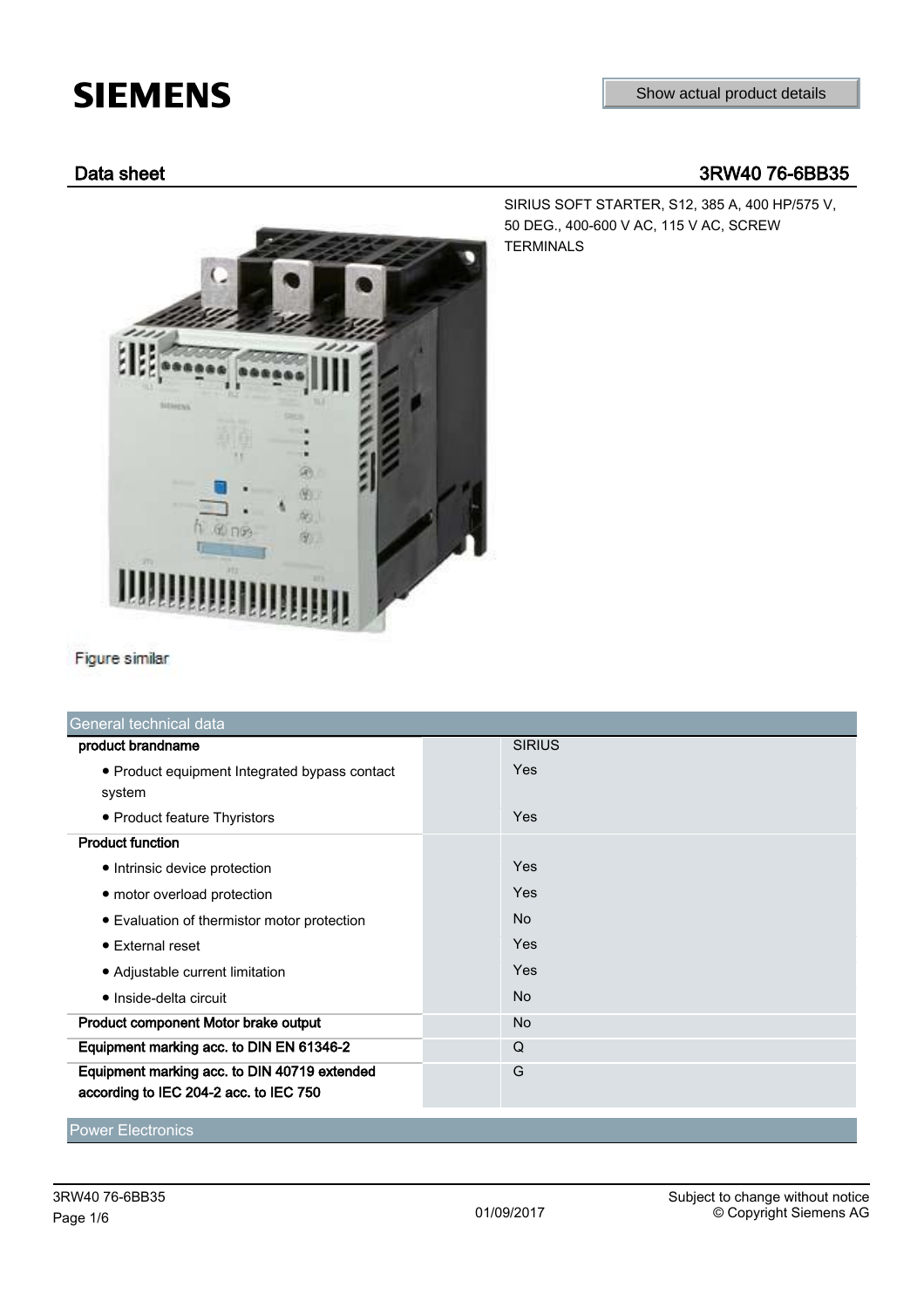SIEMENS

Show actual product details

## Data sheet 3RW40 76-6BB35

SIRIUS SOFT STARTER, S12, 385 A, 400 HP/575 V, 50 DEG., 400-600 V AC, 115 V AC, SCREW TERMINALS

Figure similar

| General technical data | | |
|---|---|---|
| **product brandname** | | SIRIUS |
| • Product equipment Integrated bypass contact system | | Yes |
| • Product feature Thyristors | | Yes |
| **Product function** | | |
| • Intrinsic device protection | | Yes |
| • motor overload protection | | Yes |
| • Evaluation of thermistor motor protection | | No |
| • External reset | | Yes |
| • Adjustable current limitation | | Yes |
| • Inside-delta circuit | | No |
| **Product component Motor brake output** | | No |
| **Equipment marking acc. to DIN EN 61346-2** | | Q |
| **Equipment marking acc. to DIN 40719 extended according to IEC 204-2 acc. to IEC 750** | | G |

| Power Electronics |
|---|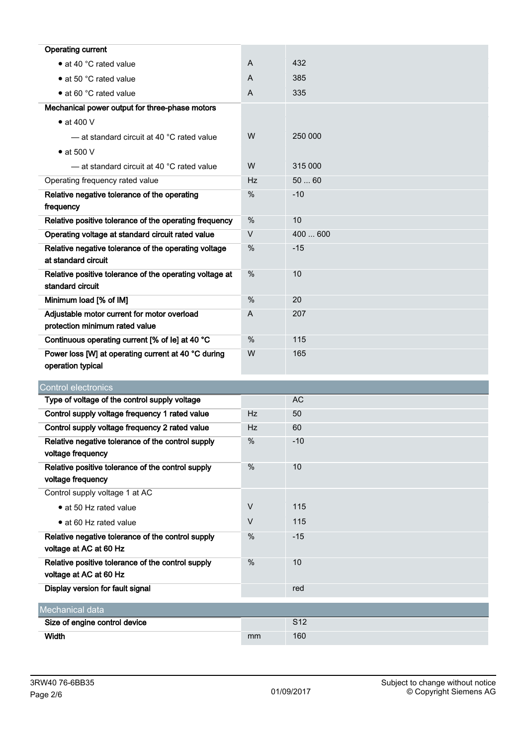| | | |
|---|---|---|
| **Operating current** | | |
| • at 40 °C rated value | A | 432 |
| • at 50 °C rated value | A | 385 |
| • at 60 °C rated value | A | 335 |
| **Mechanical power output for three-phase motors** | | |
| • at 400 V | | |
| — at standard circuit at 40 °C rated value | W | 250 000 |
| • at 500 V | | |
| — at standard circuit at 40 °C rated value | W | 315 000 |
| Operating frequency rated value | Hz | 50 ... 60 |
| **Relative negative tolerance of the operating frequency** | % | -10 |
| **Relative positive tolerance of the operating frequency** | % | 10 |
| **Operating voltage at standard circuit rated value** | V | 400 ... 600 |
| **Relative negative tolerance of the operating voltage at standard circuit** | % | -15 |
| **Relative positive tolerance of the operating voltage at standard circuit** | % | 10 |
| **Minimum load [% of IM]** | % | 20 |
| **Adjustable motor current for motor overload protection minimum rated value** | A | 207 |
| **Continuous operating current [% of Ie] at 40 °C** | % | 115 |
| **Power loss [W] at operating current at 40 °C during operation typical** | W | 165 |

## Control electronics

| | | |
|---|---|---|
| **Type of voltage of the control supply voltage** | | AC |
| **Control supply voltage frequency 1 rated value** | Hz | 50 |
| **Control supply voltage frequency 2 rated value** | Hz | 60 |
| **Relative negative tolerance of the control supply voltage frequency** | % | -10 |
| **Relative positive tolerance of the control supply voltage frequency** | % | 10 |
| Control supply voltage 1 at AC | | |
| • at 50 Hz rated value | V | 115 |
| • at 60 Hz rated value | V | 115 |
| **Relative negative tolerance of the control supply voltage at AC at 60 Hz** | % | -15 |
| **Relative positive tolerance of the control supply voltage at AC at 60 Hz** | % | 10 |
| **Display version for fault signal** | | red |

## Mechanical data

| | | |
|---|---|---|
| **Size of engine control device** | | S12 |
| **Width** | mm | 160 |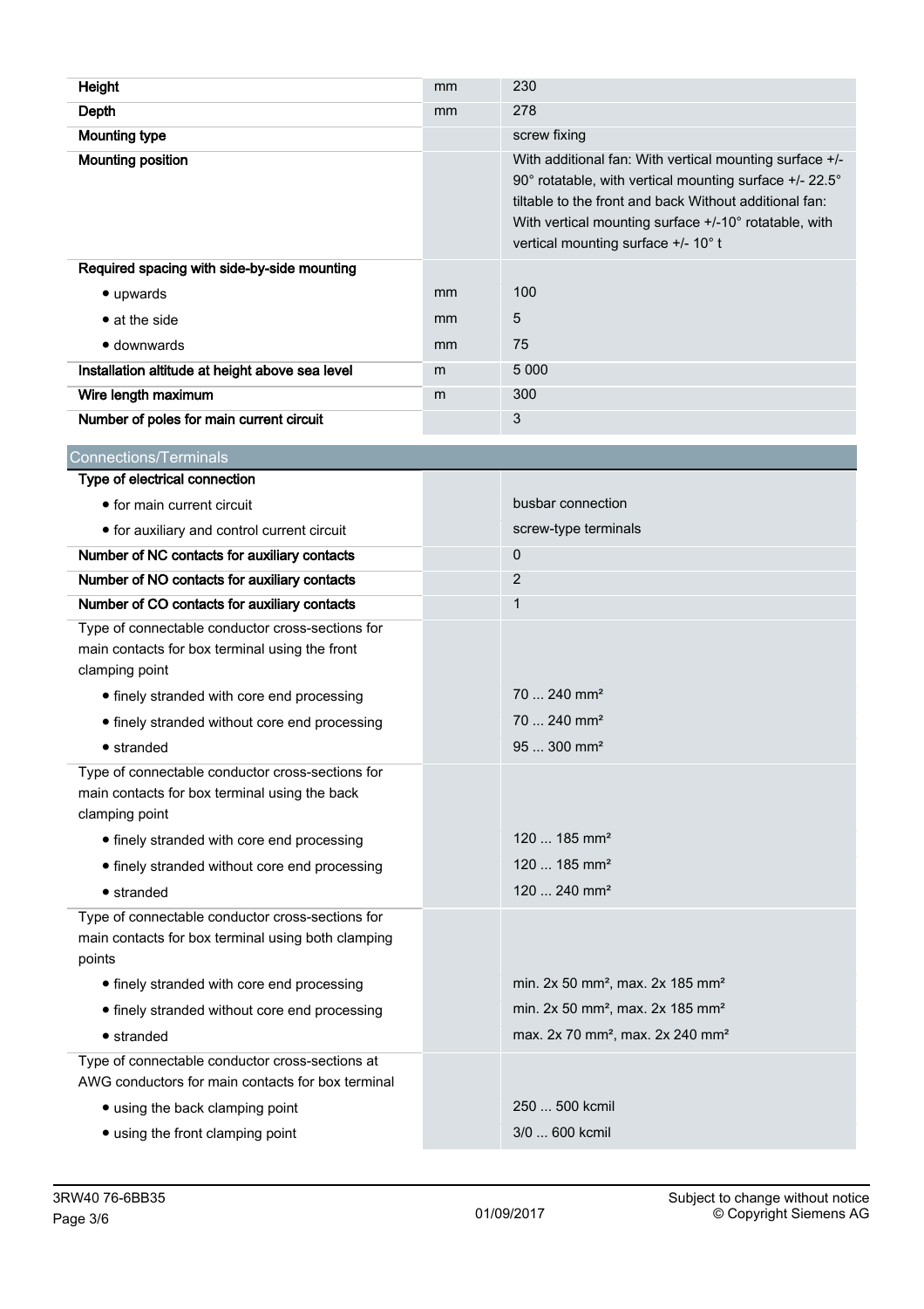| | | |
|---|---|---|
| **Height** | mm | 230 |
| **Depth** | mm | 278 |
| **Mounting type** | | screw fixing |
| **Mounting position** | | With additional fan: With vertical mounting surface +/- 90° rotatable, with vertical mounting surface +/- 22.5° tiltable to the front and back Without additional fan: With vertical mounting surface +/-10° rotatable, with vertical mounting surface +/- 10° t |
| **Required spacing with side-by-side mounting** | | |
| • upwards | mm | 100 |
| • at the side | mm | 5 |
| • downwards | mm | 75 |
| **Installation altitude at height above sea level** | m | 5 000 |
| **Wire length maximum** | m | 300 |
| **Number of poles for main current circuit** | | 3 |

## Connections/Terminals

| | | |
|---|---|---|
| **Type of electrical connection** | | |
| • for main current circuit | | busbar connection |
| • for auxiliary and control current circuit | | screw-type terminals |
| **Number of NC contacts for auxiliary contacts** | | 0 |
| **Number of NO contacts for auxiliary contacts** | | 2 |
| **Number of CO contacts for auxiliary contacts** | | 1 |
| Type of connectable conductor cross-sections for main contacts for box terminal using the front clamping point | | |
| • finely stranded with core end processing | | 70 ... 240 mm² |
| • finely stranded without core end processing | | 70 ... 240 mm² |
| • stranded | | 95 ... 300 mm² |
| Type of connectable conductor cross-sections for main contacts for box terminal using the back clamping point | | |
| • finely stranded with core end processing | | 120 ... 185 mm² |
| • finely stranded without core end processing | | 120 ... 185 mm² |
| • stranded | | 120 ... 240 mm² |
| Type of connectable conductor cross-sections for main contacts for box terminal using both clamping points | | |
| • finely stranded with core end processing | | min. 2x 50 mm², max. 2x 185 mm² |
| • finely stranded without core end processing | | min. 2x 50 mm², max. 2x 185 mm² |
| • stranded | | max. 2x 70 mm², max. 2x 240 mm² |
| Type of connectable conductor cross-sections at AWG conductors for main contacts for box terminal | | |
| • using the back clamping point | | 250 ... 500 kcmil |
| • using the front clamping point | | 3/0 ... 600 kcmil |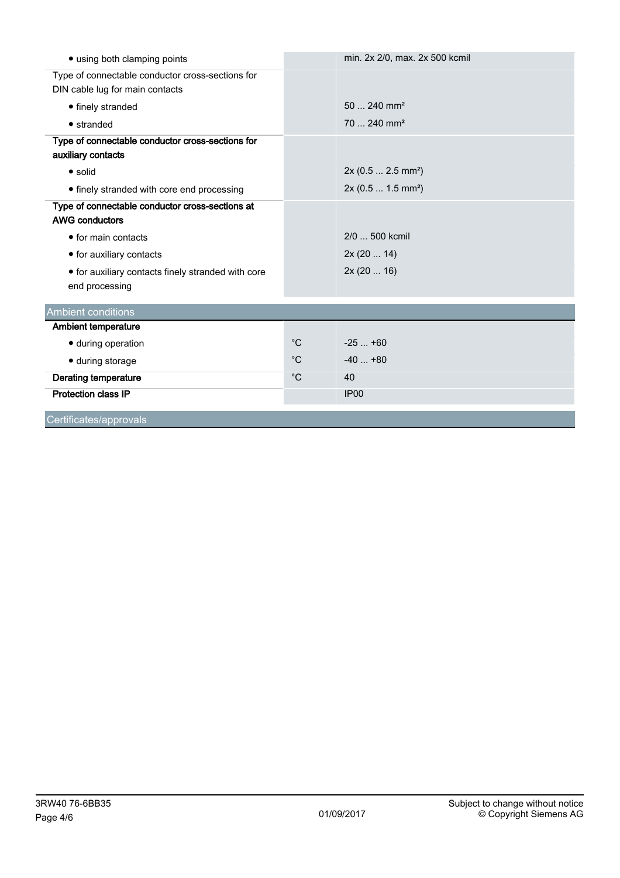| | | |
|---|---|---|
| • using both clamping points | | min. 2x 2/0, max. 2x 500 kcmil |
| Type of connectable conductor cross-sections for DIN cable lug for main contacts | | |
| • finely stranded | | 50 ... 240 mm² |
| • stranded | | 70 ... 240 mm² |
| **Type of connectable conductor cross-sections for auxiliary contacts** | | |
| • solid | | 2x (0.5 ... 2.5 mm²) |
| • finely stranded with core end processing | | 2x (0.5 ... 1.5 mm²) |
| **Type of connectable conductor cross-sections at AWG conductors** | | |
| • for main contacts | | 2/0 ... 500 kcmil |
| • for auxiliary contacts | | 2x (20 ... 14) |
| • for auxiliary contacts finely stranded with core end processing | | 2x (20 ... 16) |

## Ambient conditions

| | | |
|---|---|---|
| **Ambient temperature** | | |
| • during operation | °C | -25 ... +60 |
| • during storage | °C | -40 ... +80 |
| **Derating temperature** | °C | 40 |
| **Protection class IP** | | IP00 |

## Certificates/approvals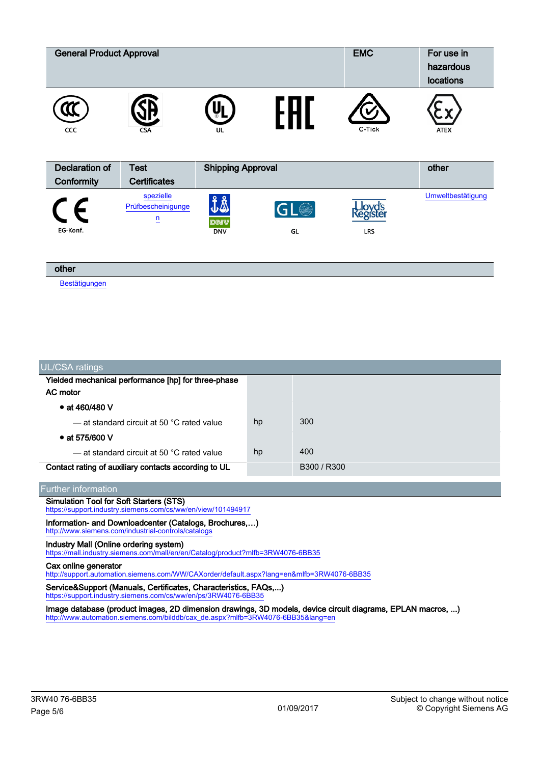| General Product Approval | | | | EMC | For use in hazardous locations |
| --- | --- | --- | --- | --- | --- |
| CCC | CSA | UL | EAC | C-Tick | ATEX |

| Declaration of Conformity | Test Certificates | Shipping Approval | | | other |
| --- | --- | --- | --- | --- | --- |
| EG-Konf. | spezielle Prüfbescheinigungen | DNV | GL | LRS | Umweltbestätigung |

| other |
| --- |
| Bestätigungen |

## UL/CSA ratings

| | | |
| --- | --- | --- |
| Yielded mechanical performance [hp] for three-phase AC motor | | |
| • at 460/480 V | | |
| — at standard circuit at 50 °C rated value | hp | 300 |
| • at 575/600 V | | |
| — at standard circuit at 50 °C rated value | hp | 400 |
| Contact rating of auxiliary contacts according to UL | | B300 / R300 |

## Further information

Simulation Tool for Soft Starters (STS)
https://support.industry.siemens.com/cs/ww/en/view/101494917

Information- and Downloadcenter (Catalogs, Brochures,…)
http://www.siemens.com/industrial-controls/catalogs

Industry Mall (Online ordering system)
https://mall.industry.siemens.com/mall/en/en/Catalog/product?mlfb=3RW4076-6BB35

Cax online generator
http://support.automation.siemens.com/WW/CAXorder/default.aspx?lang=en&mlfb=3RW4076-6BB35

Service&Support (Manuals, Certificates, Characteristics, FAQs,...)
https://support.industry.siemens.com/cs/ww/en/ps/3RW4076-6BB35

Image database (product images, 2D dimension drawings, 3D models, device circuit diagrams, EPLAN macros, ...)
http://www.automation.siemens.com/bilddb/cax_de.aspx?mlfb=3RW4076-6BB35&lang=en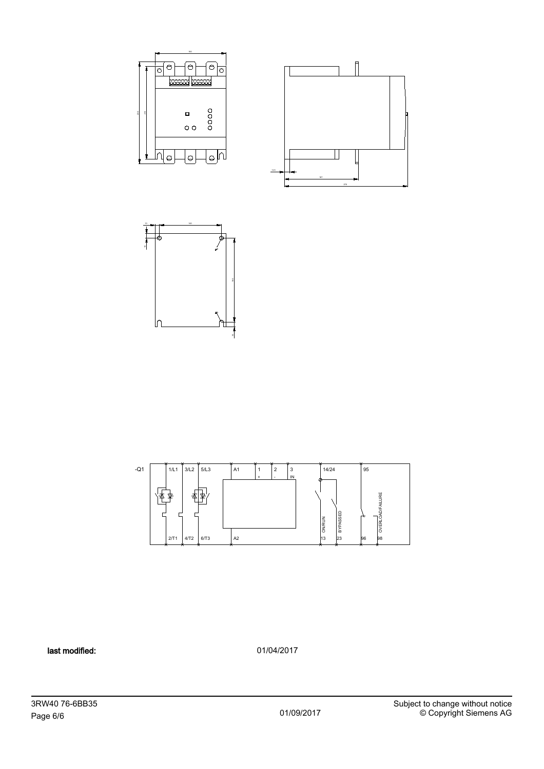-Q1

1/L1 3/L2 5/L3 A1 1 2 3 14/24 95

+ - IN

ON/RUN BYPASSED OVERLOAD/FAILURE

2/T1 4/T2 6/T3 A2 13 23 96 98

**last modified:** 01/04/2017